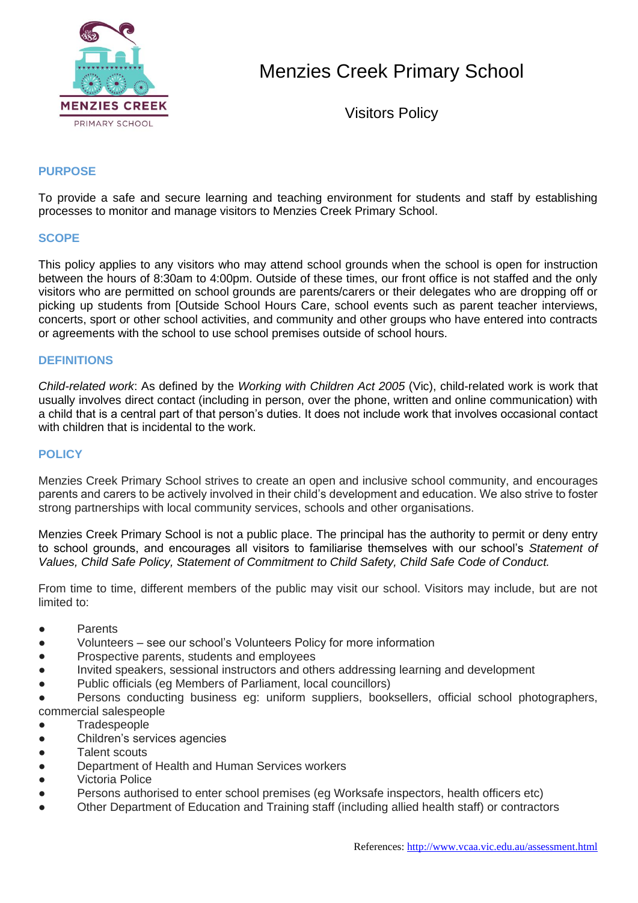# Menzies Creek Primary School

## Visitors Policy

### PURPOSE

To provide a safe and secure learning and teaching environment for students and staff by establishing processes to monitor and manage visitors to Menzies Creek Primary School.

### SCOPE

This policy applies to any visitors who may attend school grounds when the school is open for instruction between the hours of 8:30am to 4:00pm. Outside of these times, our front office is not staffed and the only visitors who are permitted on school grounds are parents/carers or their delegates who are dropping off or picking up students from [Outside School Hours Care, school events such as parent teacher interviews, concerts, sport or other school activities, and community and other groups who have entered into contracts or agreements with the school to use school premises outside of school hours.

### DEFINITIONS

*Child-related work*: As defined by the *Working with Children Act 2005* (Vic), child-related work is work that usually involves direct contact (including in person, over the phone, written and online communication) with a child that is a central part of that person's duties. It does not include work that involves occasional contact with children that is incidental to the work.

### POLICY

Menzies Creek Primary School strives to create an open and inclusive school community, and encourages parents and carers to be actively involved in their child's development and education. We also strive to foster strong partnerships with local community services, schools and other organisations.

Menzies Creek Primary School is not a public place. The principal has the authority to permit or deny entry to school grounds, and encourages all visitors to familiarise themselves with our school's *Statement of Values, Child Safe Policy, Statement of Commitment to Child Safety, Child Safe Code of Conduct.*

From time to time, different members of the public may visit our school. Visitors may include, but are not limited to:

- Parents
- Volunteers – see our school's Volunteers Policy for more information
- Prospective parents, students and employees
- Invited speakers, sessional instructors and others addressing learning and development
- Public officials (eg Members of Parliament, local councillors)
- Persons conducting business eg: uniform suppliers, booksellers, official school photographers, commercial salespeople
- Tradespeople
- Children's services agencies
- Talent scouts
- Department of Health and Human Services workers
- Victoria Police
- Persons authorised to enter school premises (eg Worksafe inspectors, health officers etc)
- Other Department of Education and Training staff (including allied health staff) or contractors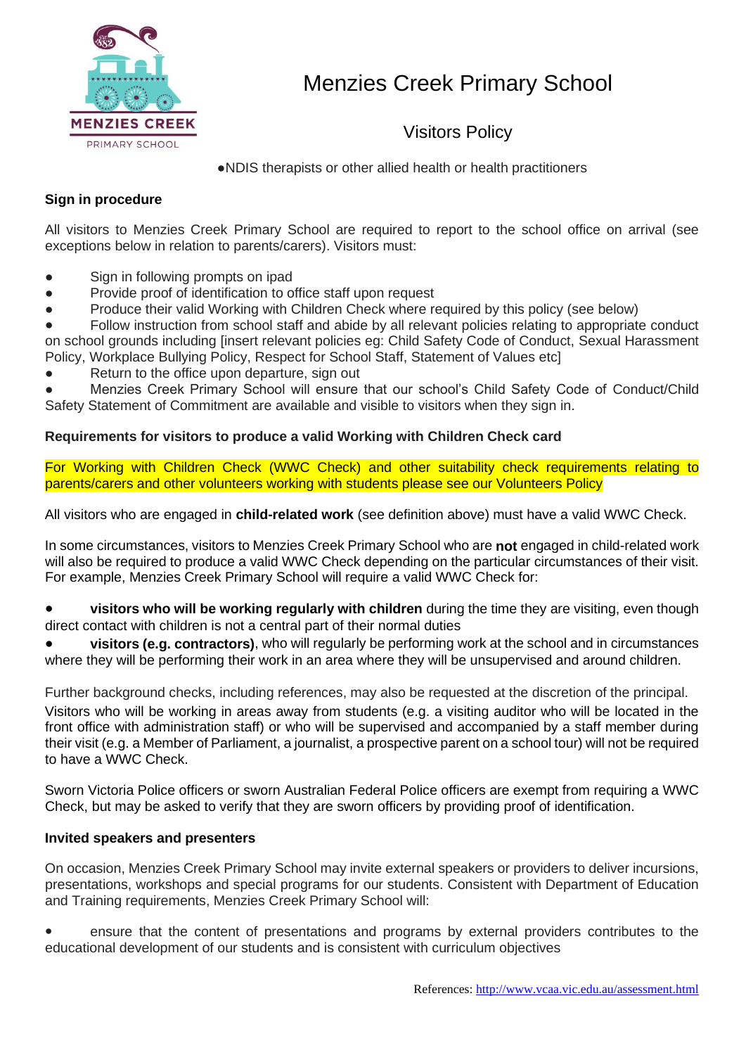- NDIS therapists or other allied health or health practitioners

**Sign in procedure**

All visitors to Menzies Creek Primary School are required to report to the school office on arrival (see exceptions below in relation to parents/carers). Visitors must:

- Sign in following prompts on ipad
- Provide proof of identification to office staff upon request
- Produce their valid Working with Children Check where required by this policy (see below)
- Follow instruction from school staff and abide by all relevant policies relating to appropriate conduct on school grounds including [insert relevant policies eg: Child Safety Code of Conduct, Sexual Harassment Policy, Workplace Bullying Policy, Respect for School Staff, Statement of Values etc]
- Return to the office upon departure, sign out
- Menzies Creek Primary School will ensure that our school's Child Safety Code of Conduct/Child Safety Statement of Commitment are available and visible to visitors when they sign in.

**Requirements for visitors to produce a valid Working with Children Check card**

For Working with Children Check (WWC Check) and other suitability check requirements relating to parents/carers and other volunteers working with students please see our Volunteers Policy

All visitors who are engaged in **child-related work** (see definition above) must have a valid WWC Check.

In some circumstances, visitors to Menzies Creek Primary School who are **not** engaged in child-related work will also be required to produce a valid WWC Check depending on the particular circumstances of their visit. For example, Menzies Creek Primary School will require a valid WWC Check for:

- **visitors who will be working regularly with children** during the time they are visiting, even though direct contact with children is not a central part of their normal duties
- **visitors (e.g. contractors)**, who will regularly be performing work at the school and in circumstances where they will be performing their work in an area where they will be unsupervised and around children.

Further background checks, including references, may also be requested at the discretion of the principal.

Visitors who will be working in areas away from students (e.g. a visiting auditor who will be located in the front office with administration staff) or who will be supervised and accompanied by a staff member during their visit (e.g. a Member of Parliament, a journalist, a prospective parent on a school tour) will not be required to have a WWC Check.

Sworn Victoria Police officers or sworn Australian Federal Police officers are exempt from requiring a WWC Check, but may be asked to verify that they are sworn officers by providing proof of identification.

**Invited speakers and presenters**

On occasion, Menzies Creek Primary School may invite external speakers or providers to deliver incursions, presentations, workshops and special programs for our students. Consistent with Department of Education and Training requirements, Menzies Creek Primary School will:

- ensure that the content of presentations and programs by external providers contributes to the educational development of our students and is consistent with curriculum objectives

References: http://www.vcaa.vic.edu.au/assessment.html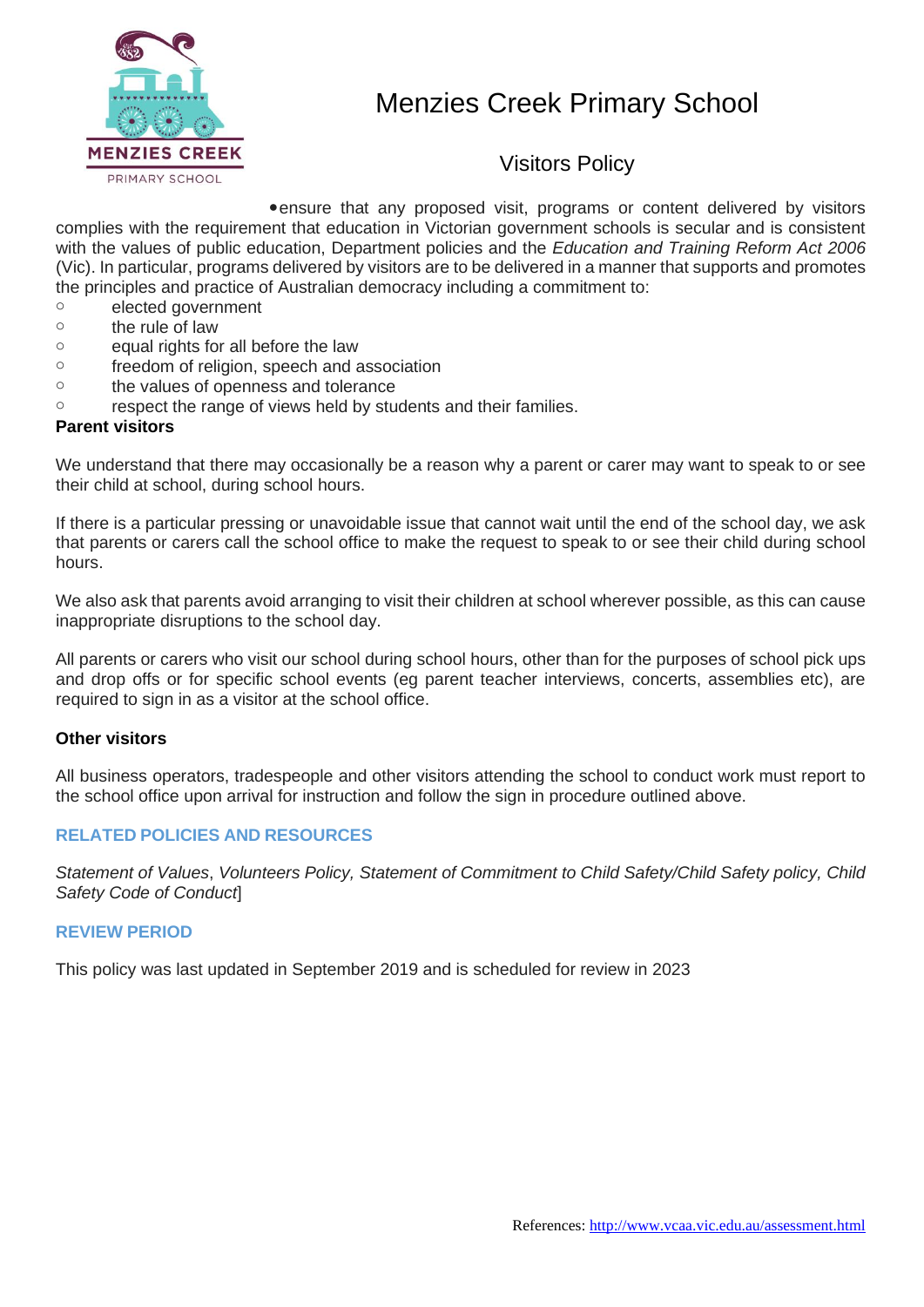- ensure that any proposed visit, programs or content delivered by visitors complies with the requirement that education in Victorian government schools is secular and is consistent with the values of public education, Department policies and the *Education and Training Reform Act 2006* (Vic). In particular, programs delivered by visitors are to be delivered in a manner that supports and promotes the principles and practice of Australian democracy including a commitment to:
  - elected government
  - the rule of law
  - equal rights for all before the law
  - freedom of religion, speech and association
  - the values of openness and tolerance
  - respect the range of views held by students and their families.

**Parent visitors**

We understand that there may occasionally be a reason why a parent or carer may want to speak to or see their child at school, during school hours.

If there is a particular pressing or unavoidable issue that cannot wait until the end of the school day, we ask that parents or carers call the school office to make the request to speak to or see their child during school hours.

We also ask that parents avoid arranging to visit their children at school wherever possible, as this can cause inappropriate disruptions to the school day.

All parents or carers who visit our school during school hours, other than for the purposes of school pick ups and drop offs or for specific school events (eg parent teacher interviews, concerts, assemblies etc), are required to sign in as a visitor at the school office.

**Other visitors**

All business operators, tradespeople and other visitors attending the school to conduct work must report to the school office upon arrival for instruction and follow the sign in procedure outlined above.

## RELATED POLICIES AND RESOURCES

*Statement of Values*, *Volunteers Policy, Statement of Commitment to Child Safety/Child Safety policy, Child Safety Code of Conduct*]

## REVIEW PERIOD

This policy was last updated in September 2019 and is scheduled for review in 2023

References: http://www.vcaa.vic.edu.au/assessment.html